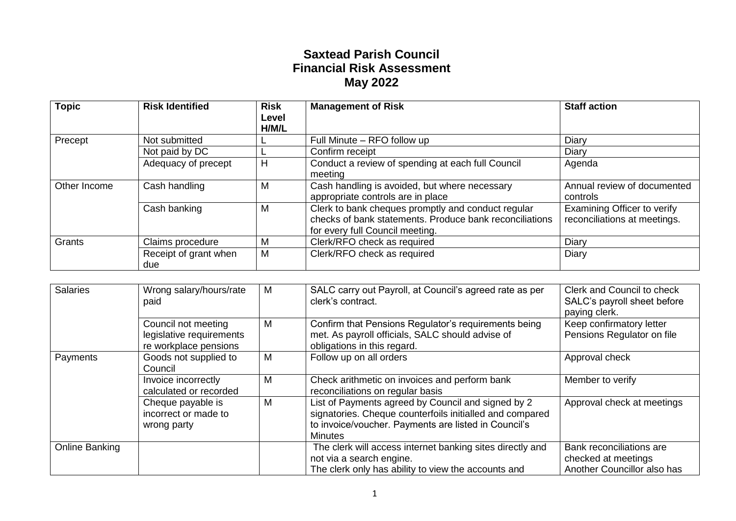# Saxtead Parish Council
## Financial Risk Assessment
## May 2022

| Topic | Risk Identified | Risk Level H/M/L | Management of Risk | Staff action |
|---|---|---|---|---|
| Precept | Not submitted | L | Full Minute – RFO follow up | Diary |
| | Not paid by DC | L | Confirm receipt | Diary |
| | Adequacy of precept | H | Conduct a review of spending at each full Council meeting | Agenda |
| Other Income | Cash handling | M | Cash handling is avoided, but where necessary appropriate controls are in place | Annual review of documented controls |
| | Cash banking | M | Clerk to bank cheques promptly and conduct regular checks of bank statements. Produce bank reconciliations for every full Council meeting. | Examining Officer to verify reconciliations at meetings. |
| Grants | Claims procedure | M | Clerk/RFO check as required | Diary |
| | Receipt of grant when due | M | Clerk/RFO check as required | Diary |
| Salaries | Wrong salary/hours/rate paid | M | SALC carry out Payroll, at Council's agreed rate as per clerk's contract. | Clerk and Council to check SALC's payroll sheet before paying clerk. |
| | Council not meeting legislative requirements re workplace pensions | M | Confirm that Pensions Regulator's requirements being met. As payroll officials, SALC should advise of obligations in this regard. | Keep confirmatory letter Pensions Regulator on file |
| Payments | Goods not supplied to Council | M | Follow up on all orders | Approval check |
| | Invoice incorrectly calculated or recorded | M | Check arithmetic on invoices and perform bank reconciliations on regular basis | Member to verify |
| | Cheque payable is incorrect or made to wrong party | M | List of Payments agreed by Council and signed by 2 signatories. Cheque counterfoils initialled and compared to invoice/voucher. Payments are listed in Council's Minutes | Approval check at meetings |
| Online Banking | | | The clerk will access internet banking sites directly and not via a search engine.<br>The clerk only has ability to view the accounts and | Bank reconciliations are checked at meetings<br>Another Councillor also has |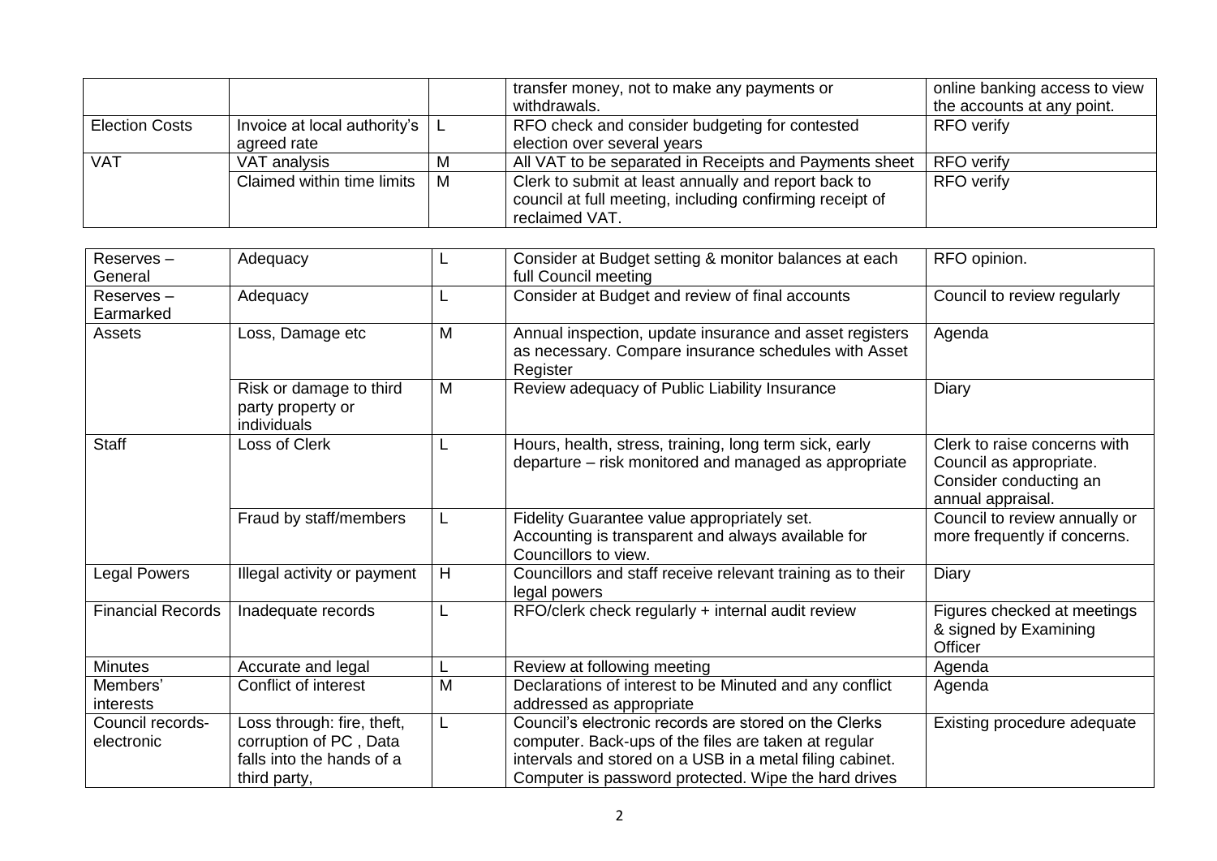|  |  |  | transfer money, not to make any payments or withdrawals. | online banking access to view the accounts at any point. |
|---|---|---|---|---|
| Election Costs | Invoice at local authority's agreed rate | L | RFO check and consider budgeting for contested election over several years | RFO verify |
| VAT | VAT analysis | M | All VAT to be separated in Receipts and Payments sheet | RFO verify |
|  | Claimed within time limits | M | Clerk to submit at least annually and report back to council at full meeting, including confirming receipt of reclaimed VAT. | RFO verify |

| Reserves – General | Adequacy | L | Consider at Budget setting & monitor balances at each full Council meeting | RFO opinion. |
|---|---|---|---|---|
| Reserves – Earmarked | Adequacy | L | Consider at Budget and review of final accounts | Council to review regularly |
| Assets | Loss, Damage etc | M | Annual inspection, update insurance and asset registers as necessary. Compare insurance schedules with Asset Register | Agenda |
|  | Risk or damage to third party property or individuals | M | Review adequacy of Public Liability Insurance | Diary |
| Staff | Loss of Clerk | L | Hours, health, stress, training, long term sick, early departure – risk monitored and managed as appropriate | Clerk to raise concerns with Council as appropriate. Consider conducting an annual appraisal. |
|  | Fraud by staff/members | L | Fidelity Guarantee value appropriately set. Accounting is transparent and always available for Councillors to view. | Council to review annually or more frequently if concerns. |
| Legal Powers | Illegal activity or payment | H | Councillors and staff receive relevant training as to their legal powers | Diary |
| Financial Records | Inadequate records | L | RFO/clerk check regularly + internal audit review | Figures checked at meetings & signed by Examining Officer |
| Minutes | Accurate and legal | L | Review at following meeting | Agenda |
| Members' interests | Conflict of interest | M | Declarations of interest to be Minuted and any conflict addressed as appropriate | Agenda |
| Council records-electronic | Loss through: fire, theft, corruption of PC , Data falls into the hands of a third party, | L | Council's electronic records are stored on the Clerks computer. Back-ups of the files are taken at regular intervals and stored on a USB in a metal filing cabinet. Computer is password protected. Wipe the hard drives | Existing procedure adequate |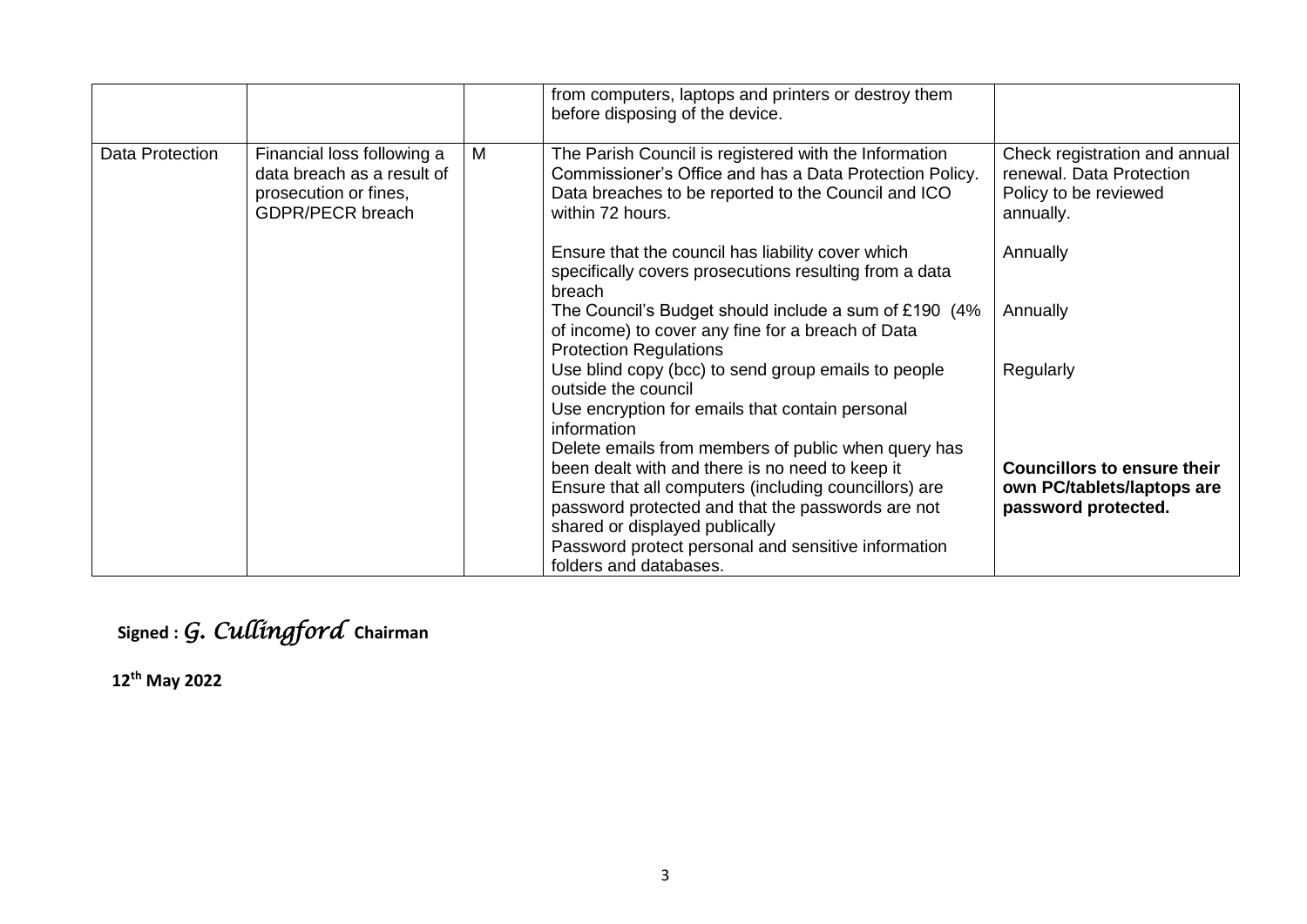| | | | | |
|---|---|---|---|---|
| | | | from computers, laptops and printers or destroy them before disposing of the device. | |
| Data Protection | Financial loss following a data breach as a result of prosecution or fines, GDPR/PECR breach | M | The Parish Council is registered with the Information Commissioner's Office and has a Data Protection Policy. Data breaches to be reported to the Council and ICO within 72 hours.<br><br>Ensure that the council has liability cover which specifically covers prosecutions resulting from a data breach<br>The Council's Budget should include a sum of £190 (4% of income) to cover any fine for a breach of Data Protection Regulations<br>Use blind copy (bcc) to send group emails to people outside the council<br>Use encryption for emails that contain personal information<br>Delete emails from members of public when query has been dealt with and there is no need to keep it<br>Ensure that all computers (including councillors) are password protected and that the passwords are not shared or displayed publically<br>Password protect personal and sensitive information folders and databases. | Check registration and annual renewal. Data Protection Policy to be reviewed annually.<br><br>Annually<br><br>Annually<br><br>Regularly<br><br>**Councillors to ensure their own PC/tablets/laptops are password protected.** |

**Signed :** *G. Cullingford* **Chairman**

**12th May 2022**